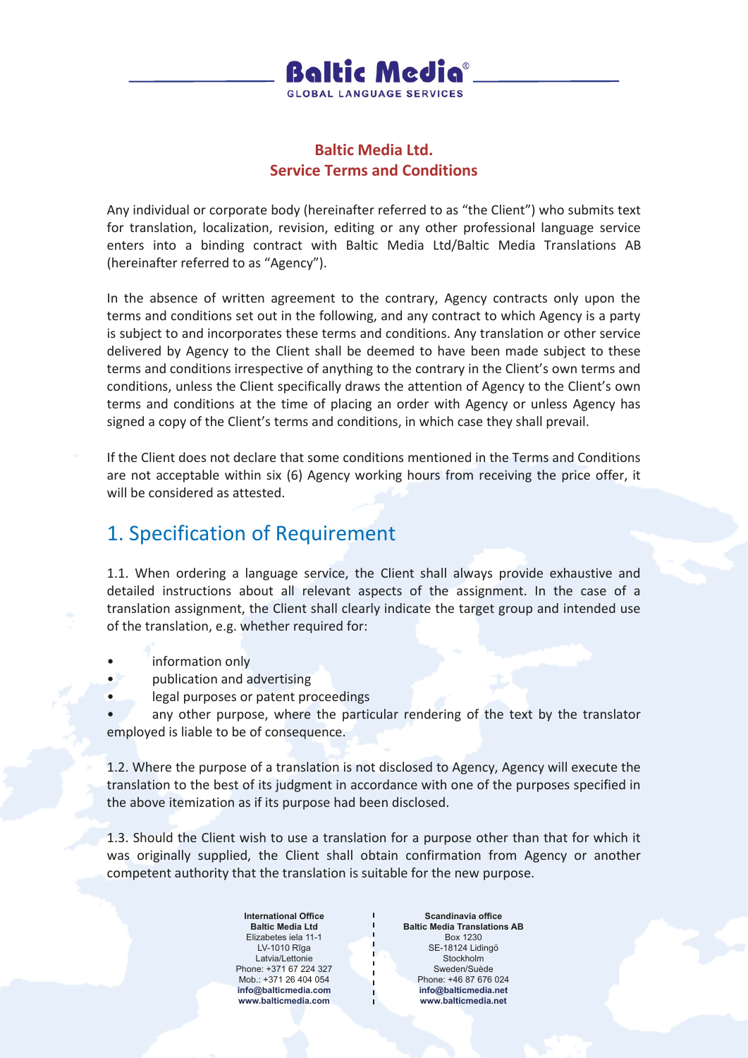# Baltic Media Ltd.
# Service Terms and Conditions

Any individual or corporate body (hereinafter referred to as "the Client") who submits text for translation, localization, revision, editing or any other professional language service enters into a binding contract with Baltic Media Ltd/Baltic Media Translations AB (hereinafter referred to as "Agency").

In the absence of written agreement to the contrary, Agency contracts only upon the terms and conditions set out in the following, and any contract to which Agency is a party is subject to and incorporates these terms and conditions. Any translation or other service delivered by Agency to the Client shall be deemed to have been made subject to these terms and conditions irrespective of anything to the contrary in the Client's own terms and conditions, unless the Client specifically draws the attention of Agency to the Client's own terms and conditions at the time of placing an order with Agency or unless Agency has signed a copy of the Client's terms and conditions, in which case they shall prevail.

If the Client does not declare that some conditions mentioned in the Terms and Conditions are not acceptable within six (6) Agency working hours from receiving the price offer, it will be considered as attested.

## 1. Specification of Requirement

1.1. When ordering a language service, the Client shall always provide exhaustive and detailed instructions about all relevant aspects of the assignment. In the case of a translation assignment, the Client shall clearly indicate the target group and intended use of the translation, e.g. whether required for:

- information only
- publication and advertising
- legal purposes or patent proceedings
- any other purpose, where the particular rendering of the text by the translator employed is liable to be of consequence.

1.2. Where the purpose of a translation is not disclosed to Agency, Agency will execute the translation to the best of its judgment in accordance with one of the purposes specified in the above itemization as if its purpose had been disclosed.

1.3. Should the Client wish to use a translation for a purpose other than that for which it was originally supplied, the Client shall obtain confirmation from Agency or another competent authority that the translation is suitable for the new purpose.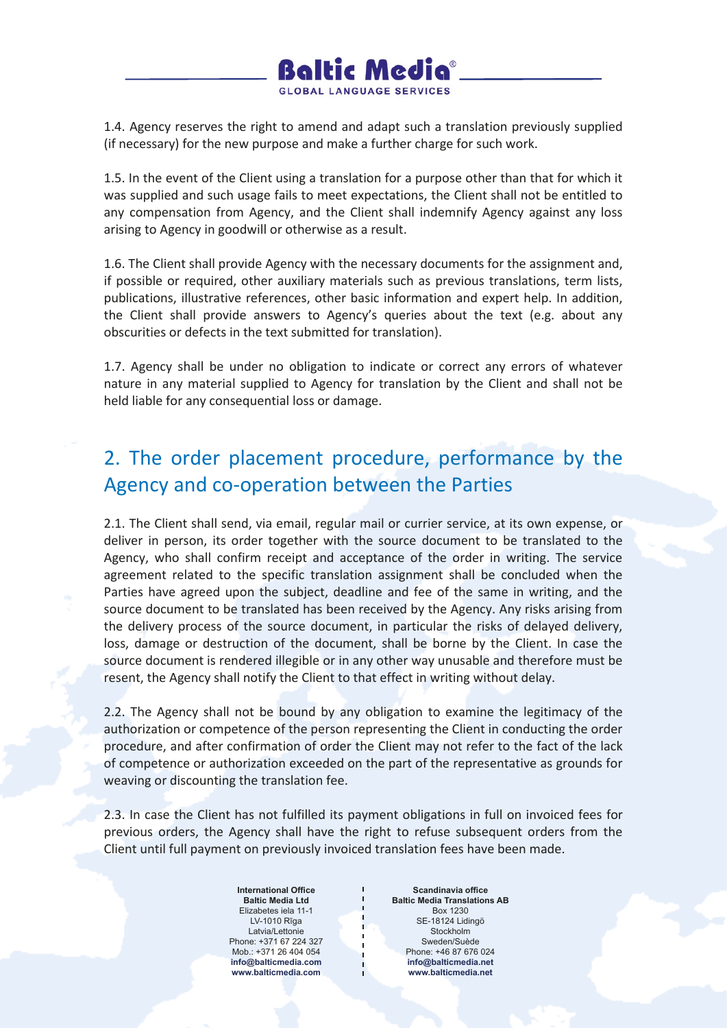1.4. Agency reserves the right to amend and adapt such a translation previously supplied (if necessary) for the new purpose and make a further charge for such work.

1.5. In the event of the Client using a translation for a purpose other than that for which it was supplied and such usage fails to meet expectations, the Client shall not be entitled to any compensation from Agency, and the Client shall indemnify Agency against any loss arising to Agency in goodwill or otherwise as a result.

1.6. The Client shall provide Agency with the necessary documents for the assignment and, if possible or required, other auxiliary materials such as previous translations, term lists, publications, illustrative references, other basic information and expert help. In addition, the Client shall provide answers to Agency's queries about the text (e.g. about any obscurities or defects in the text submitted for translation).

1.7. Agency shall be under no obligation to indicate or correct any errors of whatever nature in any material supplied to Agency for translation by the Client and shall not be held liable for any consequential loss or damage.

## 2. The order placement procedure, performance by the Agency and co-operation between the Parties

2.1. The Client shall send, via email, regular mail or currier service, at its own expense, or deliver in person, its order together with the source document to be translated to the Agency, who shall confirm receipt and acceptance of the order in writing. The service agreement related to the specific translation assignment shall be concluded when the Parties have agreed upon the subject, deadline and fee of the same in writing, and the source document to be translated has been received by the Agency. Any risks arising from the delivery process of the source document, in particular the risks of delayed delivery, loss, damage or destruction of the document, shall be borne by the Client. In case the source document is rendered illegible or in any other way unusable and therefore must be resent, the Agency shall notify the Client to that effect in writing without delay.

2.2. The Agency shall not be bound by any obligation to examine the legitimacy of the authorization or competence of the person representing the Client in conducting the order procedure, and after confirmation of order the Client may not refer to the fact of the lack of competence or authorization exceeded on the part of the representative as grounds for weaving or discounting the translation fee.

2.3. In case the Client has not fulfilled its payment obligations in full on invoiced fees for previous orders, the Agency shall have the right to refuse subsequent orders from the Client until full payment on previously invoiced translation fees have been made.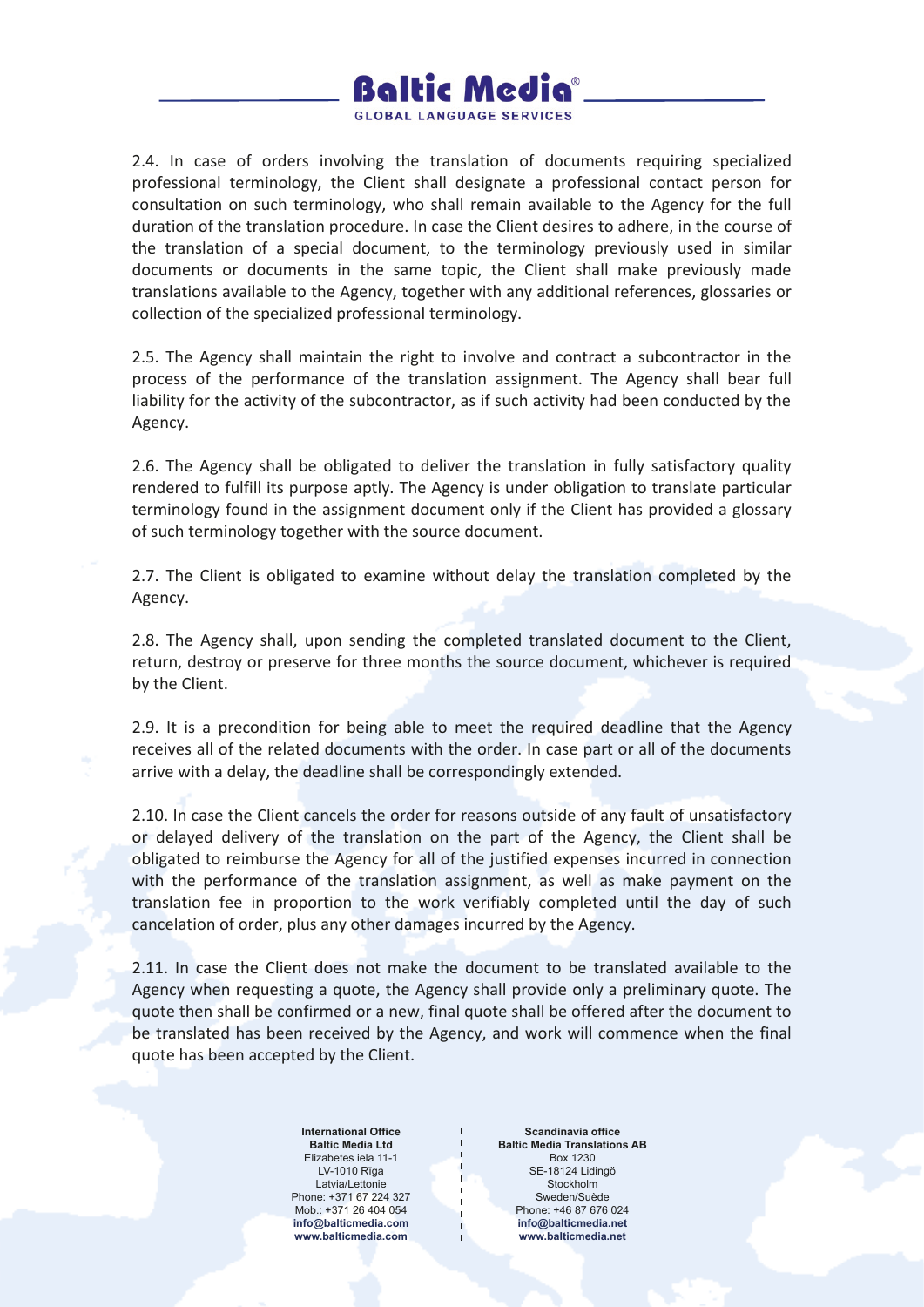2.4. In case of orders involving the translation of documents requiring specialized professional terminology, the Client shall designate a professional contact person for consultation on such terminology, who shall remain available to the Agency for the full duration of the translation procedure. In case the Client desires to adhere, in the course of the translation of a special document, to the terminology previously used in similar documents or documents in the same topic, the Client shall make previously made translations available to the Agency, together with any additional references, glossaries or collection of the specialized professional terminology.

2.5. The Agency shall maintain the right to involve and contract a subcontractor in the process of the performance of the translation assignment. The Agency shall bear full liability for the activity of the subcontractor, as if such activity had been conducted by the Agency.

2.6. The Agency shall be obligated to deliver the translation in fully satisfactory quality rendered to fulfill its purpose aptly. The Agency is under obligation to translate particular terminology found in the assignment document only if the Client has provided a glossary of such terminology together with the source document.

2.7. The Client is obligated to examine without delay the translation completed by the Agency.

2.8. The Agency shall, upon sending the completed translated document to the Client, return, destroy or preserve for three months the source document, whichever is required by the Client.

2.9. It is a precondition for being able to meet the required deadline that the Agency receives all of the related documents with the order. In case part or all of the documents arrive with a delay, the deadline shall be correspondingly extended.

2.10. In case the Client cancels the order for reasons outside of any fault of unsatisfactory or delayed delivery of the translation on the part of the Agency, the Client shall be obligated to reimburse the Agency for all of the justified expenses incurred in connection with the performance of the translation assignment, as well as make payment on the translation fee in proportion to the work verifiably completed until the day of such cancelation of order, plus any other damages incurred by the Agency.

2.11. In case the Client does not make the document to be translated available to the Agency when requesting a quote, the Agency shall provide only a preliminary quote. The quote then shall be confirmed or a new, final quote shall be offered after the document to be translated has been received by the Agency, and work will commence when the final quote has been accepted by the Client.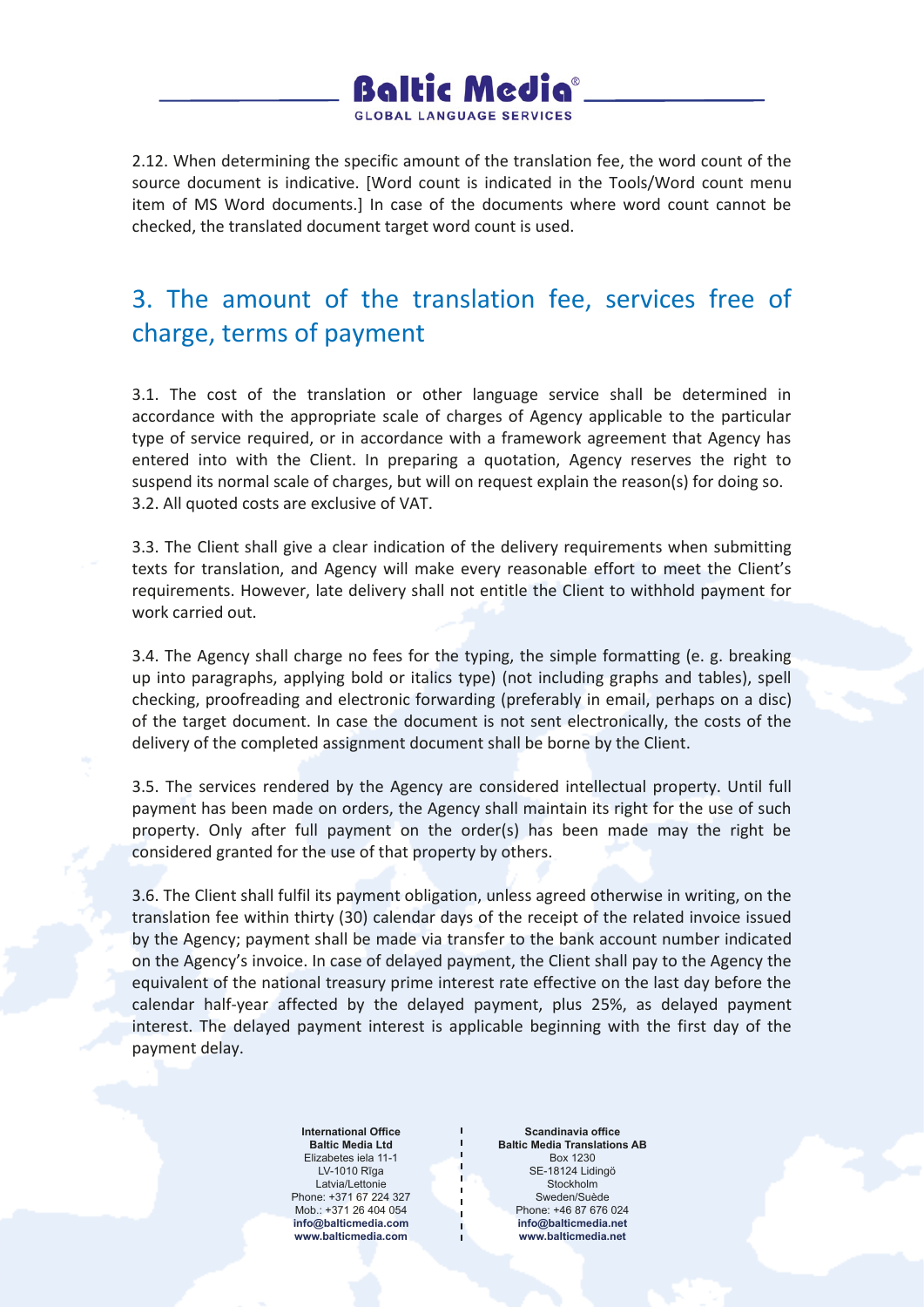2.12. When determining the specific amount of the translation fee, the word count of the source document is indicative. [Word count is indicated in the Tools/Word count menu item of MS Word documents.] In case of the documents where word count cannot be checked, the translated document target word count is used.

## 3. The amount of the translation fee, services free of charge, terms of payment

3.1. The cost of the translation or other language service shall be determined in accordance with the appropriate scale of charges of Agency applicable to the particular type of service required, or in accordance with a framework agreement that Agency has entered into with the Client. In preparing a quotation, Agency reserves the right to suspend its normal scale of charges, but will on request explain the reason(s) for doing so.
3.2. All quoted costs are exclusive of VAT.

3.3. The Client shall give a clear indication of the delivery requirements when submitting texts for translation, and Agency will make every reasonable effort to meet the Client's requirements. However, late delivery shall not entitle the Client to withhold payment for work carried out.

3.4. The Agency shall charge no fees for the typing, the simple formatting (e. g. breaking up into paragraphs, applying bold or italics type) (not including graphs and tables), spell checking, proofreading and electronic forwarding (preferably in email, perhaps on a disc) of the target document. In case the document is not sent electronically, the costs of the delivery of the completed assignment document shall be borne by the Client.

3.5. The services rendered by the Agency are considered intellectual property. Until full payment has been made on orders, the Agency shall maintain its right for the use of such property. Only after full payment on the order(s) has been made may the right be considered granted for the use of that property by others.

3.6. The Client shall fulfil its payment obligation, unless agreed otherwise in writing, on the translation fee within thirty (30) calendar days of the receipt of the related invoice issued by the Agency; payment shall be made via transfer to the bank account number indicated on the Agency's invoice. In case of delayed payment, the Client shall pay to the Agency the equivalent of the national treasury prime interest rate effective on the last day before the calendar half-year affected by the delayed payment, plus 25%, as delayed payment interest. The delayed payment interest is applicable beginning with the first day of the payment delay.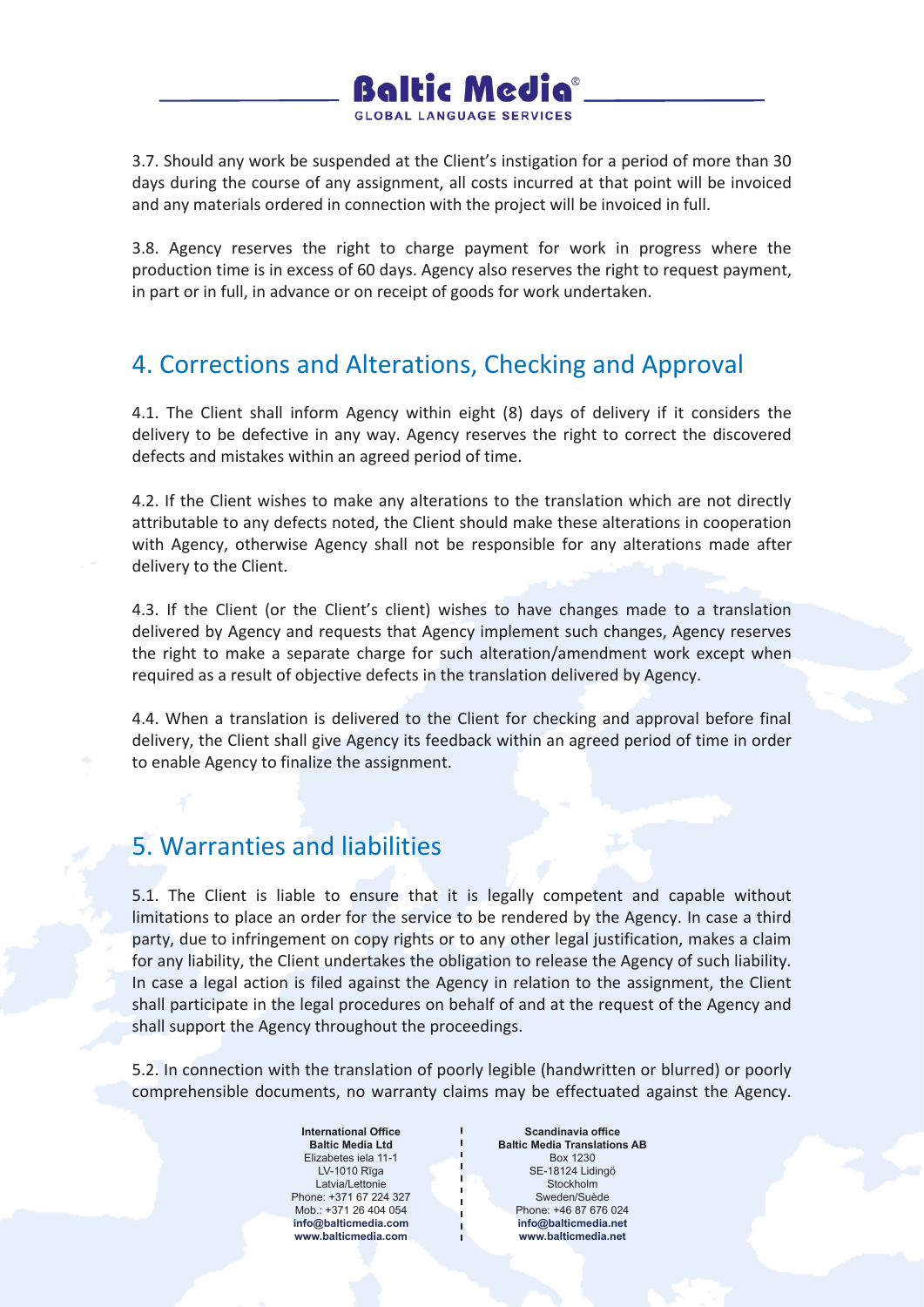3.7. Should any work be suspended at the Client's instigation for a period of more than 30 days during the course of any assignment, all costs incurred at that point will be invoiced and any materials ordered in connection with the project will be invoiced in full.

3.8. Agency reserves the right to charge payment for work in progress where the production time is in excess of 60 days. Agency also reserves the right to request payment, in part or in full, in advance or on receipt of goods for work undertaken.

## 4. Corrections and Alterations, Checking and Approval

4.1. The Client shall inform Agency within eight (8) days of delivery if it considers the delivery to be defective in any way. Agency reserves the right to correct the discovered defects and mistakes within an agreed period of time.

4.2. If the Client wishes to make any alterations to the translation which are not directly attributable to any defects noted, the Client should make these alterations in cooperation with Agency, otherwise Agency shall not be responsible for any alterations made after delivery to the Client.

4.3. If the Client (or the Client's client) wishes to have changes made to a translation delivered by Agency and requests that Agency implement such changes, Agency reserves the right to make a separate charge for such alteration/amendment work except when required as a result of objective defects in the translation delivered by Agency.

4.4. When a translation is delivered to the Client for checking and approval before final delivery, the Client shall give Agency its feedback within an agreed period of time in order to enable Agency to finalize the assignment.

## 5. Warranties and liabilities

5.1. The Client is liable to ensure that it is legally competent and capable without limitations to place an order for the service to be rendered by the Agency. In case a third party, due to infringement on copy rights or to any other legal justification, makes a claim for any liability, the Client undertakes the obligation to release the Agency of such liability. In case a legal action is filed against the Agency in relation to the assignment, the Client shall participate in the legal procedures on behalf of and at the request of the Agency and shall support the Agency throughout the proceedings.

5.2. In connection with the translation of poorly legible (handwritten or blurred) or poorly comprehensible documents, no warranty claims may be effectuated against the Agency.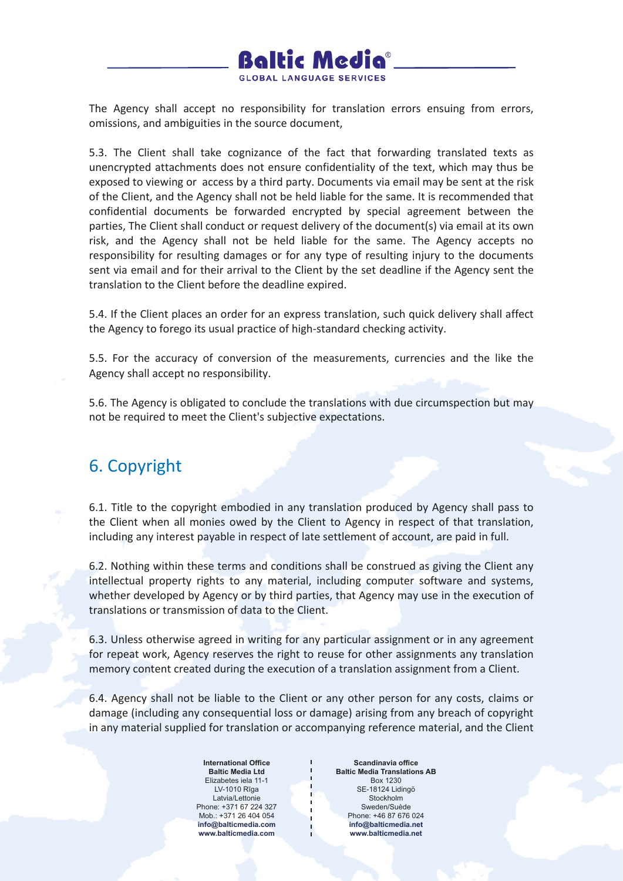The Agency shall accept no responsibility for translation errors ensuing from errors, omissions, and ambiguities in the source document,

5.3. The Client shall take cognizance of the fact that forwarding translated texts as unencrypted attachments does not ensure confidentiality of the text, which may thus be exposed to viewing or access by a third party. Documents via email may be sent at the risk of the Client, and the Agency shall not be held liable for the same. It is recommended that confidential documents be forwarded encrypted by special agreement between the parties, The Client shall conduct or request delivery of the document(s) via email at its own risk, and the Agency shall not be held liable for the same. The Agency accepts no responsibility for resulting damages or for any type of resulting injury to the documents sent via email and for their arrival to the Client by the set deadline if the Agency sent the translation to the Client before the deadline expired.

5.4. If the Client places an order for an express translation, such quick delivery shall affect the Agency to forego its usual practice of high-standard checking activity.

5.5. For the accuracy of conversion of the measurements, currencies and the like the Agency shall accept no responsibility.

5.6. The Agency is obligated to conclude the translations with due circumspection but may not be required to meet the Client's subjective expectations.

## 6. Copyright

6.1. Title to the copyright embodied in any translation produced by Agency shall pass to the Client when all monies owed by the Client to Agency in respect of that translation, including any interest payable in respect of late settlement of account, are paid in full.

6.2. Nothing within these terms and conditions shall be construed as giving the Client any intellectual property rights to any material, including computer software and systems, whether developed by Agency or by third parties, that Agency may use in the execution of translations or transmission of data to the Client.

6.3. Unless otherwise agreed in writing for any particular assignment or in any agreement for repeat work, Agency reserves the right to reuse for other assignments any translation memory content created during the execution of a translation assignment from a Client.

6.4. Agency shall not be liable to the Client or any other person for any costs, claims or damage (including any consequential loss or damage) arising from any breach of copyright in any material supplied for translation or accompanying reference material, and the Client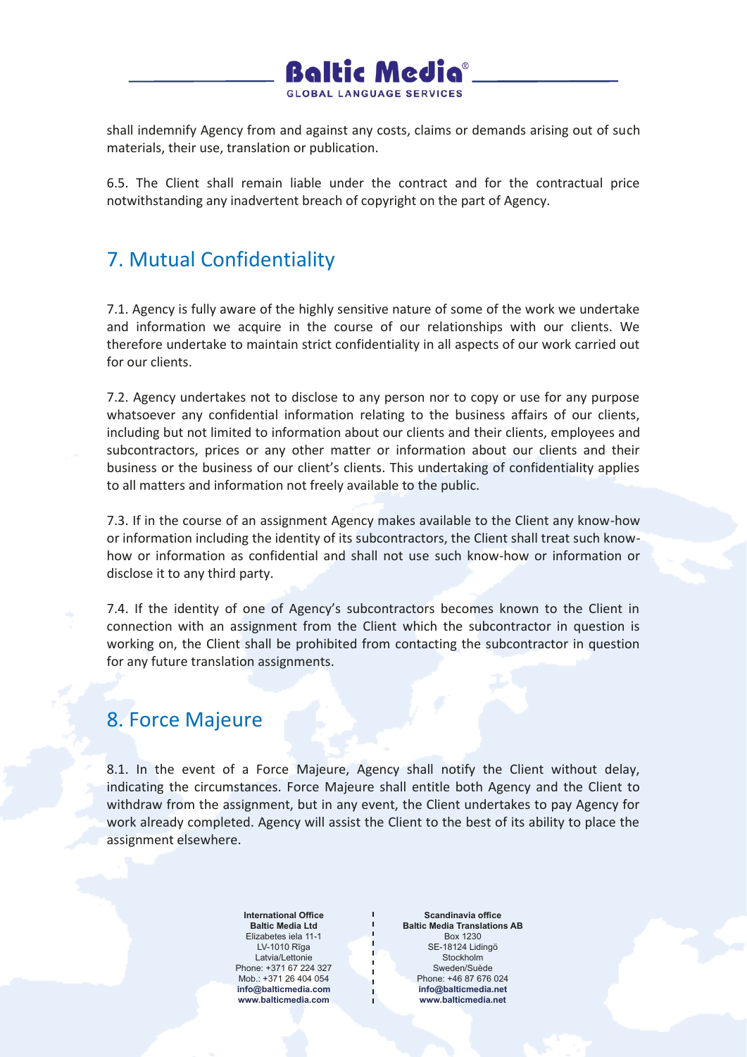shall indemnify Agency from and against any costs, claims or demands arising out of such materials, their use, translation or publication.

6.5. The Client shall remain liable under the contract and for the contractual price notwithstanding any inadvertent breach of copyright on the part of Agency.

## 7. Mutual Confidentiality

7.1. Agency is fully aware of the highly sensitive nature of some of the work we undertake and information we acquire in the course of our relationships with our clients. We therefore undertake to maintain strict confidentiality in all aspects of our work carried out for our clients.

7.2. Agency undertakes not to disclose to any person nor to copy or use for any purpose whatsoever any confidential information relating to the business affairs of our clients, including but not limited to information about our clients and their clients, employees and subcontractors, prices or any other matter or information about our clients and their business or the business of our client's clients. This undertaking of confidentiality applies to all matters and information not freely available to the public.

7.3. If in the course of an assignment Agency makes available to the Client any know-how or information including the identity of its subcontractors, the Client shall treat such know-how or information as confidential and shall not use such know-how or information or disclose it to any third party.

7.4. If the identity of one of Agency's subcontractors becomes known to the Client in connection with an assignment from the Client which the subcontractor in question is working on, the Client shall be prohibited from contacting the subcontractor in question for any future translation assignments.

## 8. Force Majeure

8.1. In the event of a Force Majeure, Agency shall notify the Client without delay, indicating the circumstances. Force Majeure shall entitle both Agency and the Client to withdraw from the assignment, but in any event, the Client undertakes to pay Agency for work already completed. Agency will assist the Client to the best of its ability to place the assignment elsewhere.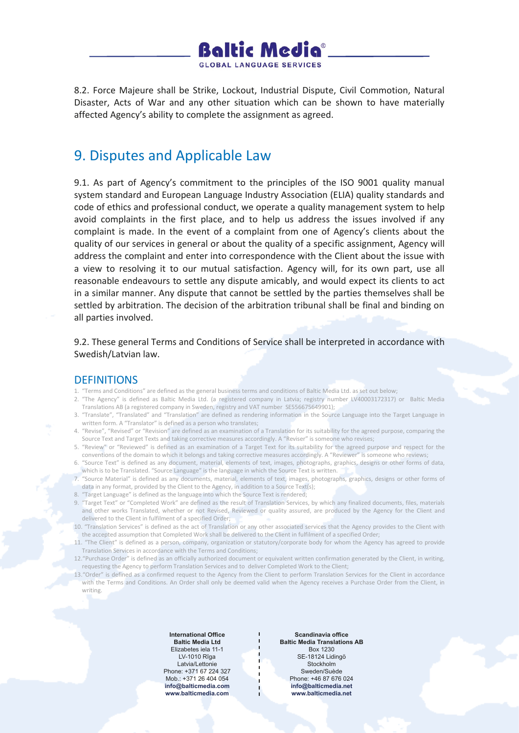8.2. Force Majeure shall be Strike, Lockout, Industrial Dispute, Civil Commotion, Natural Disaster, Acts of War and any other situation which can be shown to have materially affected Agency's ability to complete the assignment as agreed.

## 9. Disputes and Applicable Law

9.1. As part of Agency's commitment to the principles of the ISO 9001 quality manual system standard and European Language Industry Association (ELIA) quality standards and code of ethics and professional conduct, we operate a quality management system to help avoid complaints in the first place, and to help us address the issues involved if any complaint is made. In the event of a complaint from one of Agency's clients about the quality of our services in general or about the quality of a specific assignment, Agency will address the complaint and enter into correspondence with the Client about the issue with a view to resolving it to our mutual satisfaction. Agency will, for its own part, use all reasonable endeavours to settle any dispute amicably, and would expect its clients to act in a similar manner. Any dispute that cannot be settled by the parties themselves shall be settled by arbitration. The decision of the arbitration tribunal shall be final and binding on all parties involved.

9.2. These general Terms and Conditions of Service shall be interpreted in accordance with Swedish/Latvian law.

## DEFINITIONS

1. "Terms and Conditions" are defined as the general business terms and conditions of Baltic Media Ltd. as set out below;
2. "The Agency" is defined as Baltic Media Ltd. (a registered company in Latvia; registry number LV40003172317) or Baltic Media Translations AB (a registered company in Sweden, registry and VAT number SE556675649901);
3. "Translate", "Translated" and "Translation" are defined as rendering information in the Source Language into the Target Language in written form. A "Translator" is defined as a person who translates;
4. "Revise", "Revised" or "Revision" are defined as an examination of a Translation for its suitability for the agreed purpose, comparing the Source Text and Target Texts and taking corrective measures accordingly. A "Reviser" is someone who revises;
5. "Review" or "Reviewed" is defined as an examination of a Target Text for its suitability for the agreed purpose and respect for the conventions of the domain to which it belongs and taking corrective measures accordingly. A "Reviewer" is someone who reviews;
6. "Source Text" is defined as any document, material, elements of text, images, photographs, graphics, designs or other forms of data, which is to be Translated. "Source Language" is the language in which the Source Text is written.
7. "Source Material" is defined as any documents, material, elements of text, images, photographs, graphics, designs or other forms of data in any format, provided by the Client to the Agency, in addition to a Source Text(s);
8. "Target Language" is defined as the language into which the Source Text is rendered;
9. "Target Text" or "Completed Work" are defined as the result of Translation Services, by which any finalized documents, files, materials and other works Translated, whether or not Revised, Reviewed or quality assured, are produced by the Agency for the Client and delivered to the Client in fulfilment of a specified Order;
10. "Translation Services" is defined as the act of Translation or any other associated services that the Agency provides to the Client with the accepted assumption that Completed Work shall be delivered to the Client in fulfilment of a specified Order;
11. "The Client" is defined as a person, company, organization or statutory/corporate body for whom the Agency has agreed to provide Translation Services in accordance with the Terms and Conditions;
12. "Purchase Order" is defined as an officially authorized document or equivalent written confirmation generated by the Client, in writing, requesting the Agency to perform Translation Services and to deliver Completed Work to the Client;
13. "Order" is defined as a confirmed request to the Agency from the Client to perform Translation Services for the Client in accordance with the Terms and Conditions. An Order shall only be deemed valid when the Agency receives a Purchase Order from the Client, in writing.

**International Office**
**Baltic Media Ltd**
Elizabetes iela 11-1
LV-1010 Rīga
Latvia/Lettonie
Phone: +371 67 224 327
Mob.: +371 26 404 054
**info@balticmedia.com**
**www.balticmedia.com**

**Scandinavia office**
**Baltic Media Translations AB**
Box 1230
SE-18124 Lidingö
Stockholm
Sweden/Suède
Phone: +46 87 676 024
**info@balticmedia.net**
**www.balticmedia.net**